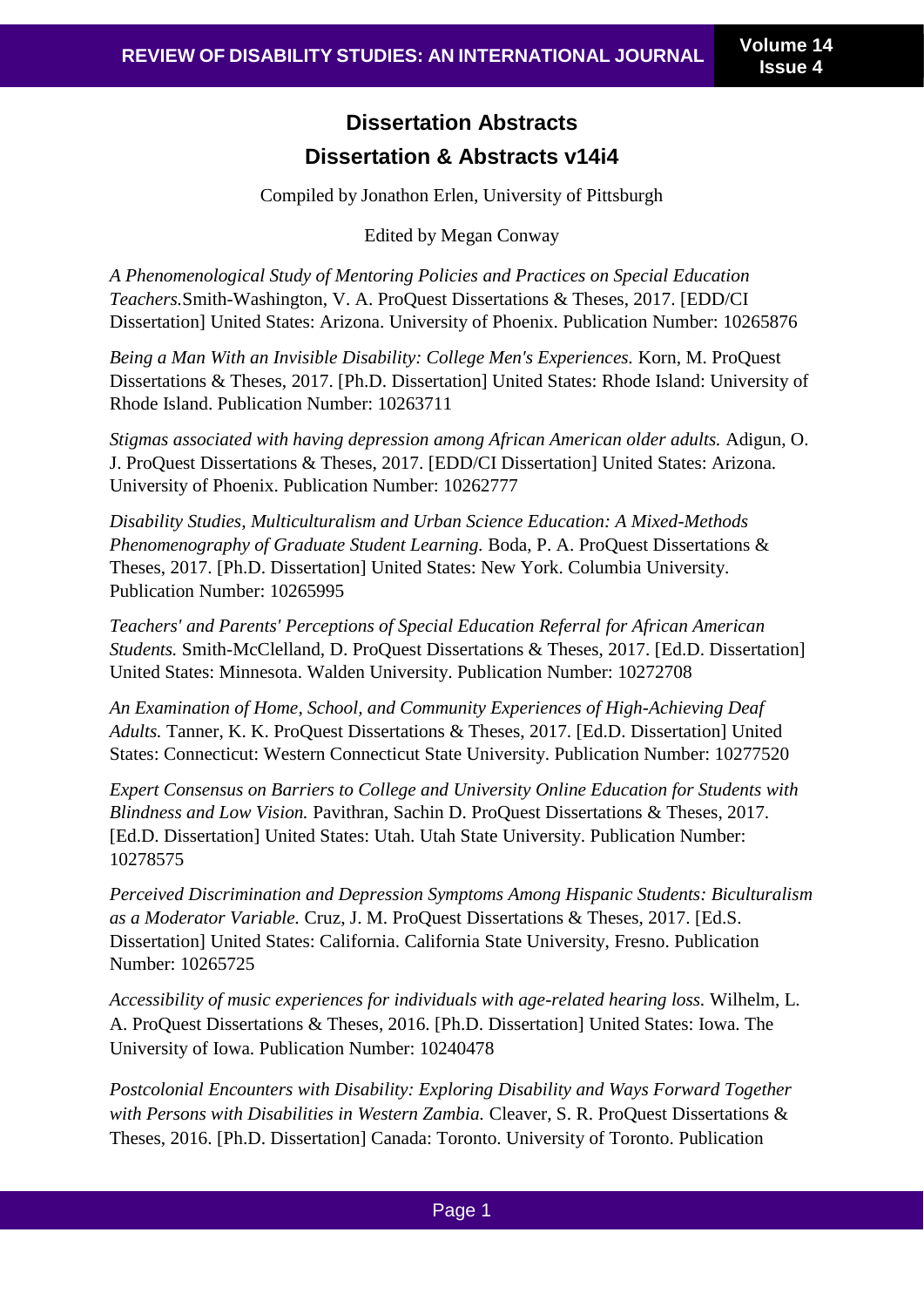# Dissertation Abstracts

## Dissertation & Abstracts v14i4

Compiled by Jonathon Erlen, University of Pittsburgh

Edited by Megan Conway

*A Phenomenological Study of Mentoring Policies and Practices on Special Education Teachers.* Smith-Washington, V. A. ProQuest Dissertations & Theses, 2017. [EDD/CI Dissertation] United States: Arizona. University of Phoenix. Publication Number: 10265876

*Being a Man With an Invisible Disability: College Men's Experiences.* Korn, M. ProQuest Dissertations & Theses, 2017. [Ph.D. Dissertation] United States: Rhode Island: University of Rhode Island. Publication Number: 10263711

*Stigmas associated with having depression among African American older adults.* Adigun, O. J. ProQuest Dissertations & Theses, 2017. [EDD/CI Dissertation] United States: Arizona. University of Phoenix. Publication Number: 10262777

*Disability Studies, Multiculturalism and Urban Science Education: A Mixed-Methods Phenomenography of Graduate Student Learning.* Boda, P. A. ProQuest Dissertations & Theses, 2017. [Ph.D. Dissertation] United States: New York. Columbia University. Publication Number: 10265995

*Teachers' and Parents' Perceptions of Special Education Referral for African American Students.* Smith-McClelland, D. ProQuest Dissertations & Theses, 2017. [Ed.D. Dissertation] United States: Minnesota. Walden University. Publication Number: 10272708

*An Examination of Home, School, and Community Experiences of High-Achieving Deaf Adults.* Tanner, K. K. ProQuest Dissertations & Theses, 2017. [Ed.D. Dissertation] United States: Connecticut: Western Connecticut State University. Publication Number: 10277520

*Expert Consensus on Barriers to College and University Online Education for Students with Blindness and Low Vision.* Pavithran, Sachin D. ProQuest Dissertations & Theses, 2017. [Ed.D. Dissertation] United States: Utah. Utah State University. Publication Number: 10278575

*Perceived Discrimination and Depression Symptoms Among Hispanic Students: Biculturalism as a Moderator Variable.* Cruz, J. M. ProQuest Dissertations & Theses, 2017. [Ed.S. Dissertation] United States: California. California State University, Fresno. Publication Number: 10265725

*Accessibility of music experiences for individuals with age-related hearing loss.* Wilhelm, L. A. ProQuest Dissertations & Theses, 2016. [Ph.D. Dissertation] United States: Iowa. The University of Iowa. Publication Number: 10240478

*Postcolonial Encounters with Disability: Exploring Disability and Ways Forward Together with Persons with Disabilities in Western Zambia.* Cleaver, S. R. ProQuest Dissertations & Theses, 2016. [Ph.D. Dissertation] Canada: Toronto. University of Toronto. Publication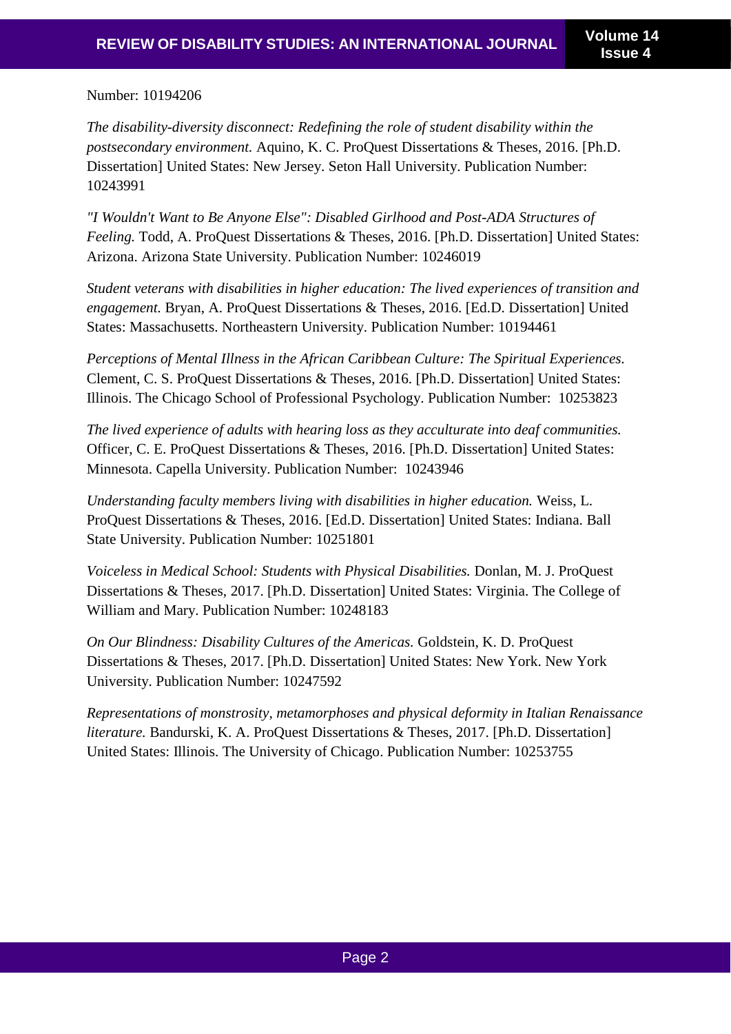Number: 10194206

*The disability-diversity disconnect: Redefining the role of student disability within the postsecondary environment.* Aquino, K. C. ProQuest Dissertations & Theses, 2016. [Ph.D. Dissertation] United States: New Jersey. Seton Hall University. Publication Number: 10243991

*"I Wouldn't Want to Be Anyone Else": Disabled Girlhood and Post-ADA Structures of Feeling.* Todd, A. ProQuest Dissertations & Theses, 2016. [Ph.D. Dissertation] United States: Arizona. Arizona State University. Publication Number: 10246019

*Student veterans with disabilities in higher education: The lived experiences of transition and engagement.* Bryan, A. ProQuest Dissertations & Theses, 2016. [Ed.D. Dissertation] United States: Massachusetts. Northeastern University. Publication Number: 10194461

*Perceptions of Mental Illness in the African Caribbean Culture: The Spiritual Experiences.* Clement, C. S. ProQuest Dissertations & Theses, 2016. [Ph.D. Dissertation] United States: Illinois. The Chicago School of Professional Psychology. Publication Number: 10253823

*The lived experience of adults with hearing loss as they acculturate into deaf communities.* Officer, C. E. ProQuest Dissertations & Theses, 2016. [Ph.D. Dissertation] United States: Minnesota. Capella University. Publication Number: 10243946

*Understanding faculty members living with disabilities in higher education.* Weiss, L. ProQuest Dissertations & Theses, 2016. [Ed.D. Dissertation] United States: Indiana. Ball State University. Publication Number: 10251801

*Voiceless in Medical School: Students with Physical Disabilities.* Donlan, M. J. ProQuest Dissertations & Theses, 2017. [Ph.D. Dissertation] United States: Virginia. The College of William and Mary. Publication Number: 10248183

*On Our Blindness: Disability Cultures of the Americas.* Goldstein, K. D. ProQuest Dissertations & Theses, 2017. [Ph.D. Dissertation] United States: New York. New York University. Publication Number: 10247592

*Representations of monstrosity, metamorphoses and physical deformity in Italian Renaissance literature.* Bandurski, K. A. ProQuest Dissertations & Theses, 2017. [Ph.D. Dissertation] United States: Illinois. The University of Chicago. Publication Number: 10253755